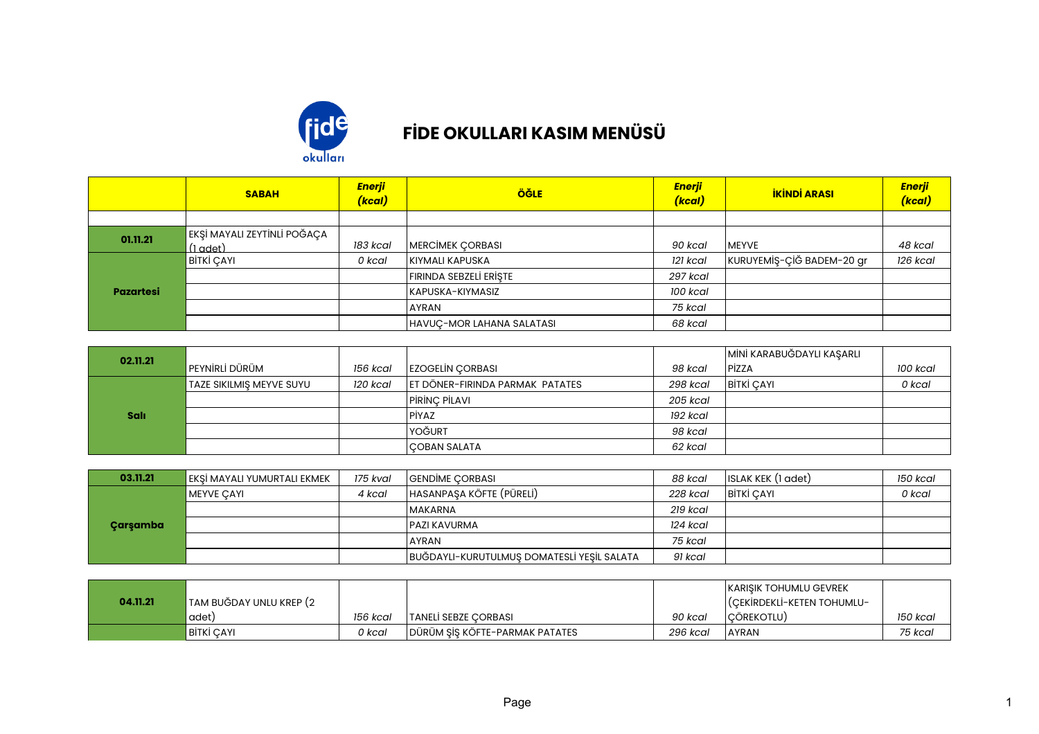# FİDE OKULLARI KASIM MENÜSÜ

| | SABAH | *Enerji (kcal)* | ÖĞLE | *Enerji (kcal)* | İKİNDİ ARASI | *Enerji (kcal)* |
|---|---|---|---|---|---|---|
| | | | | | | |
| **01.11.21** | EKŞİ MAYALI ZEYTİNLİ POĞAÇA (1 adet) | *183 kcal* | MERCİMEK ÇORBASI | *90 kcal* | MEYVE | *48 kcal* |
| **Pazartesi** | BİTKİ ÇAYI | *0 kcal* | KIYMALI KAPUSKA | *121 kcal* | KURUYEMİŞ-ÇİĞ BADEM-20 gr | *126 kcal* |
| | | | FIRINDA SEBZELİ ERİŞTE | *297 kcal* | | |
| | | | KAPUSKA-KIYMASIZ | *100 kcal* | | |
| | | | AYRAN | *75 kcal* | | |
| | | | HAVUÇ-MOR LAHANA SALATASI | *68 kcal* | | |
| **02.11.21** | PEYNİRLİ DÜRÜM | *156 kcal* | EZOGELİN ÇORBASI | *98 kcal* | MİNİ KARABUĞDAYLI KAŞARLI PİZZA | *100 kcal* |
| **Salı** | TAZE SIKILMIŞ MEYVE SUYU | *120 kcal* | ET DÖNER-FIRINDA PARMAK PATATES | *298 kcal* | BİTKİ ÇAYI | *0 kcal* |
| | | | PİRİNÇ PİLAVI | *205 kcal* | | |
| | | | PİYAZ | *192 kcal* | | |
| | | | YOĞURT | *98 kcal* | | |
| | | | ÇOBAN SALATA | *62 kcal* | | |
| **03.11.21** | EKŞİ MAYALI YUMURTALI EKMEK | *175 kval* | GENDİME ÇORBASI | *88 kcal* | ISLAK KEK (1 adet) | *150 kcal* |
| **Çarşamba** | MEYVE ÇAYI | *4 kcal* | HASANPAŞA KÖFTE (PÜRELİ) | *228 kcal* | BİTKİ ÇAYI | *0 kcal* |
| | | | MAKARNA | *219 kcal* | | |
| | | | PAZI KAVURMA | *124 kcal* | | |
| | | | AYRAN | *75 kcal* | | |
| | | | BUĞDAYLI-KURUTULMUŞ DOMATESLİ YEŞİL SALATA | *91 kcal* | | |
| **04.11.21** | TAM BUĞDAY UNLU KREP (2 adet) | *156 kcal* | TANELİ SEBZE ÇORBASI | *90 kcal* | KARIŞIK TOHUMLU GEVREK (ÇEKİRDEKLİ-KETEN TOHUMLU-ÇÖREKOTLU) | *150 kcal* |
| | BİTKİ ÇAYI | *0 kcal* | DÜRÜM ŞİŞ KÖFTE-PARMAK PATATES | *296 kcal* | AYRAN | *75 kcal* |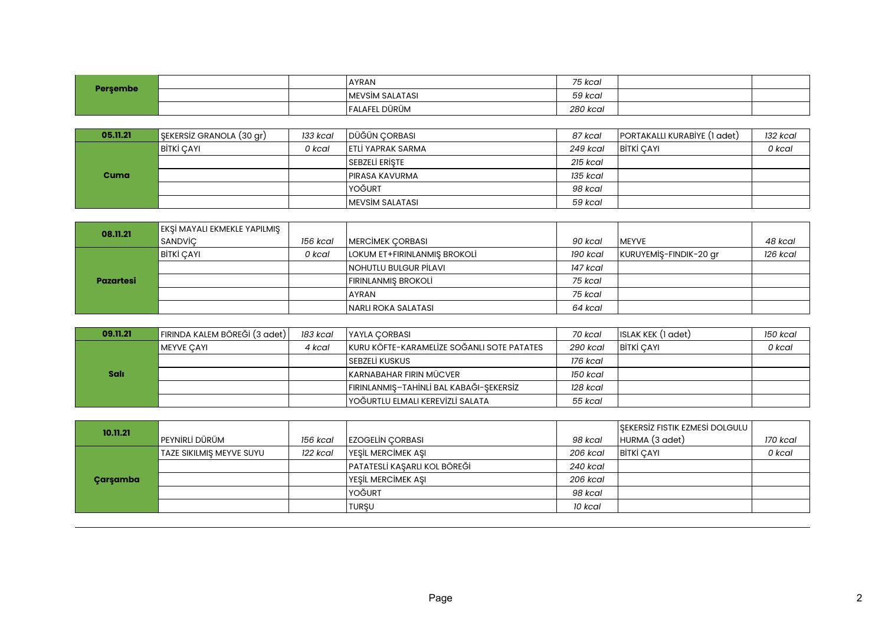| Perşembe | | | AYRAN | 75 kcal | | |
|---|---|---|---|---|---|---|
| | | | MEVSİM SALATASI | 59 kcal | | |
| | | | FALAFEL DÜRÜM | 280 kcal | | |

| 05.11.21 | ŞEKERSİZ GRANOLA (30 gr) | 133 kcal | DÜĞÜN ÇORBASI | 87 kcal | PORTAKALLI KURABİYE (1 adet) | 132 kcal |
|---|---|---|---|---|---|---|
| Cuma | BİTKİ ÇAYI | 0 kcal | ETLİ YAPRAK SARMA | 249 kcal | BİTKİ ÇAYI | 0 kcal |
| | | | SEBZELİ ERİŞTE | 215 kcal | | |
| | | | PIRASA KAVURMA | 135 kcal | | |
| | | | YOĞURT | 98 kcal | | |
| | | | MEVSİM SALATASI | 59 kcal | | |

| 08.11.21 | EKŞİ MAYALI EKMEKLE YAPILMIŞ SANDVİÇ | 156 kcal | MERCİMEK ÇORBASI | 90 kcal | MEYVE | 48 kcal |
|---|---|---|---|---|---|---|
| Pazartesi | BİTKİ ÇAYI | 0 kcal | LOKUM ET+FIRINLANMIŞ BROKOLİ | 190 kcal | KURUYEMİŞ-FINDIK-20 gr | 126 kcal |
| | | | NOHUTLU BULGUR PİLAVI | 147 kcal | | |
| | | | FIRINLANMIŞ BROKOLİ | 75 kcal | | |
| | | | AYRAN | 75 kcal | | |
| | | | NARLI ROKA SALATASI | 64 kcal | | |

| 09.11.21 | FIRINDA KALEM BÖREĞİ (3 adet) | 183 kcal | YAYLA ÇORBASI | 70 kcal | ISLAK KEK (1 adet) | 150 kcal |
|---|---|---|---|---|---|---|
| Salı | MEYVE ÇAYI | 4 kcal | KURU KÖFTE-KARAMELİZE SOĞANLI SOTE PATATES | 290 kcal | BİTKİ ÇAYI | 0 kcal |
| | | | SEBZELİ KUSKUS | 176 kcal | | |
| | | | KARNABAHAR FIRIN MÜCVER | 150 kcal | | |
| | | | FIRINLANMIŞ–TAHİNLİ BAL KABAĞI-ŞEKERSİZ | 128 kcal | | |
| | | | YOĞURTLU ELMALI KEREVİZLİ SALATA | 55 kcal | | |

| 10.11.21 | PEYNİRLİ DÜRÜM | 156 kcal | EZOGELİN ÇORBASI | 98 kcal | ŞEKERSİZ FISTIK EZMESİ DOLGULU HURMA (3 adet) | 170 kcal |
|---|---|---|---|---|---|---|
| Çarşamba | TAZE SIKILMIŞ MEYVE SUYU | 122 kcal | YEŞİL MERCİMEK AŞI | 206 kcal | BİTKİ ÇAYI | 0 kcal |
| | | | PATATESLİ KAŞARLI KOL BÖREĞİ | 240 kcal | | |
| | | | YEŞİL MERCİMEK AŞI | 206 kcal | | |
| | | | YOĞURT | 98 kcal | | |
| | | | TURŞU | 10 kcal | | |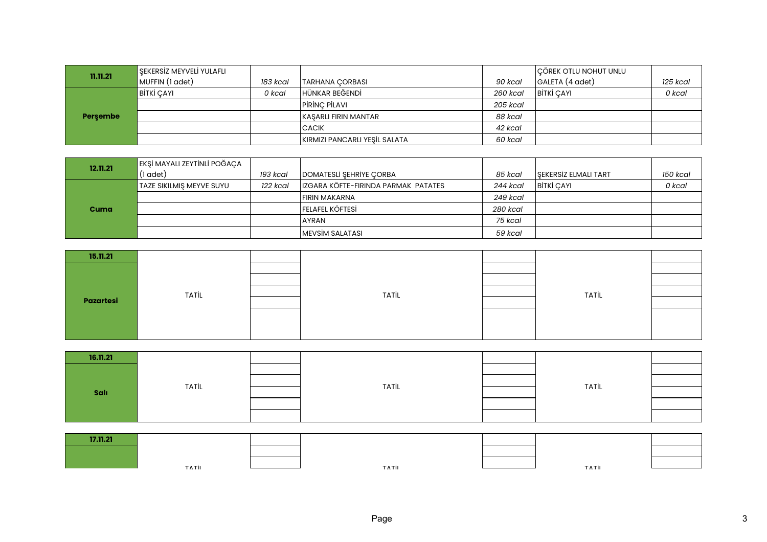| 11.11.21 | ŞEKERSİZ MEYVELİ YULAFLI MUFFIN (1 adet) | 183 kcal | TARHANA ÇORBASI | 90 kcal | ÇÖREK OTLU NOHUT UNLU GALETA (4 adet) | 125 kcal |
|---|---|---|---|---|---|---|
| Perşembe | BİTKİ ÇAYI | 0 kcal | HÜNKAR BEĞENDİ | 260 kcal | BİTKİ ÇAYI | 0 kcal |
| | | | PİRİNÇ PİLAVI | 205 kcal | | |
| | | | KAŞARLI FIRIN MANTAR | 88 kcal | | |
| | | | CACIK | 42 kcal | | |
| | | | KIRMIZI PANCARLI YEŞİL SALATA | 60 kcal | | |

| 12.11.21 | EKŞİ MAYALI ZEYTİNLİ POĞAÇA (1 adet) | 193 kcal | DOMATESLİ ŞEHRİYE ÇORBA | 85 kcal | ŞEKERSİZ ELMALI TART | 150 kcal |
|---|---|---|---|---|---|---|
| Cuma | TAZE SIKILMIŞ MEYVE SUYU | 122 kcal | IZGARA KÖFTE-FIRINDA PARMAK PATATES | 244 kcal | BİTKİ ÇAYI | 0 kcal |
| | | | FIRIN MAKARNA | 249 kcal | | |
| | | | FELAFEL KÖFTESİ | 280 kcal | | |
| | | | AYRAN | 75 kcal | | |
| | | | MEVSİM SALATASI | 59 kcal | | |

| 15.11.21 | | | | | | |
|---|---|---|---|---|---|---|
| Pazartesi | TATİL | | TATİL | | TATİL | |

| 16.11.21 | | | | | | |
|---|---|---|---|---|---|---|
| Salı | TATİL | | TATİL | | TATİL | |

| 17.11.21 | | | | | | |
|---|---|---|---|---|---|---|
| | TATİL | | TATİL | | TATİL | |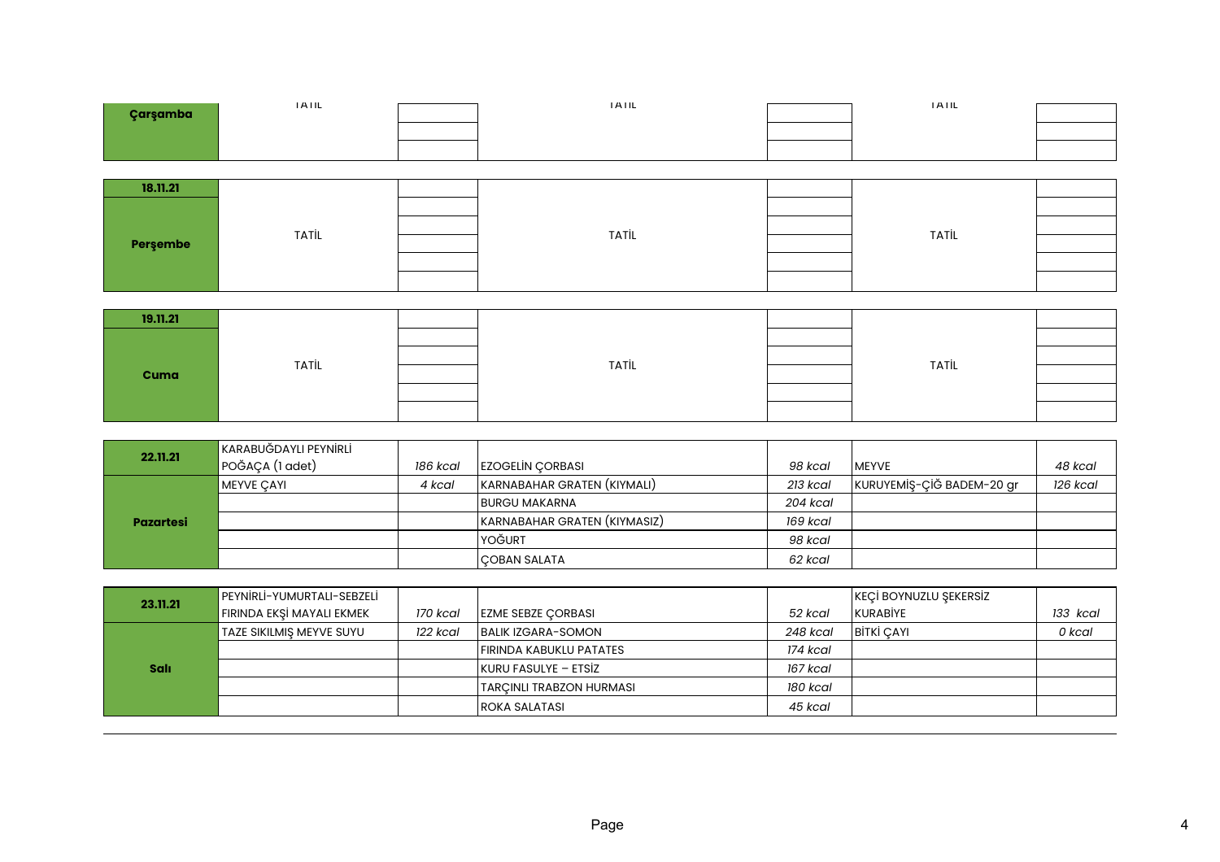| Çarşamba | TATİL | | TATİL | | TATİL | |
|---|---|---|---|---|---|---|
| | | | | | | |
| | | | | | | |

| 18.11.21 | | | | | | |
|---|---|---|---|---|---|---|
| Perşembe | TATİL | | TATİL | | TATİL | |
| | | | | | | |
| | | | | | | |
| | | | | | | |
| | | | | | | |

| 19.11.21 | | | | | | |
|---|---|---|---|---|---|---|
| Cuma | TATİL | | TATİL | | TATİL | |
| | | | | | | |
| | | | | | | |
| | | | | | | |
| | | | | | | |

| 22.11.21 | KARABUĞDAYLI PEYNİRLİ POĞAÇA (1 adet) | 186 kcal | EZOGELİN ÇORBASI | 98 kcal | MEYVE | 48 kcal |
|---|---|---|---|---|---|---|
| Pazartesi | MEYVE ÇAYI | 4 kcal | KARNABAHAR GRATEN (KIYMALI) | 213 kcal | KURUYEMİŞ-ÇİĞ BADEM-20 gr | 126 kcal |
| | | | BURGU MAKARNA | 204 kcal | | |
| | | | KARNABAHAR GRATEN (KIYMASIZ) | 169 kcal | | |
| | | | YOĞURT | 98 kcal | | |
| | | | ÇOBAN SALATA | 62 kcal | | |

| 23.11.21 | PEYNİRLİ-YUMURTALI-SEBZELİ FIRINDA EKŞİ MAYALI EKMEK | 170 kcal | EZME SEBZE ÇORBASI | 52 kcal | KEÇİ BOYNUZLU ŞEKERSİZ KURABİYE | 133 kcal |
|---|---|---|---|---|---|---|
| Salı | TAZE SIKILMIŞ MEYVE SUYU | 122 kcal | BALIK IZGARA-SOMON | 248 kcal | BİTKİ ÇAYI | 0 kcal |
| | | | FIRINDA KABUKLU PATATES | 174 kcal | | |
| | | | KURU FASULYE – ETSİZ | 167 kcal | | |
| | | | TARÇINLI TRABZON HURMASI | 180 kcal | | |
| | | | ROKA SALATASI | 45 kcal | | |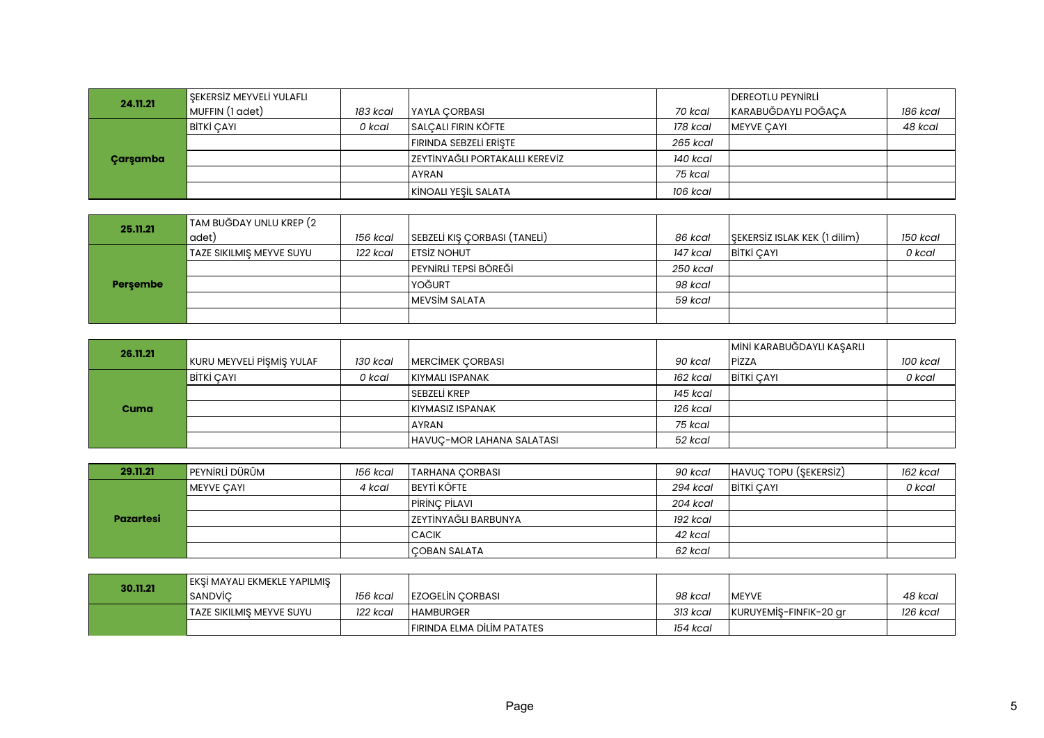| 24.11.21 | ŞEKERSİZ MEYVELİ YULAFLI MUFFIN (1 adet) | 183 kcal | YAYLA ÇORBASI | 70 kcal | DEREOTLU PEYNİRLİ KARABUĞDAYLI POĞAÇA | 186 kcal |
|---|---|---|---|---|---|---|
| | BİTKİ ÇAYI | 0 kcal | SALÇALI FIRIN KÖFTE | 178 kcal | MEYVE ÇAYI | 48 kcal |
| | | | FIRINDA SEBZELİ ERİŞTE | 265 kcal | | |
| **Çarşamba** | | | ZEYTİNYAĞLI PORTAKALLI KEREVİZ | 140 kcal | | |
| | | | AYRAN | 75 kcal | | |
| | | | KİNOALI YEŞİL SALATA | 106 kcal | | |

| 25.11.21 | TAM BUĞDAY UNLU KREP (2 adet) | 156 kcal | SEBZELİ KIŞ ÇORBASI (TANELİ) | 86 kcal | ŞEKERSİZ ISLAK KEK (1 dilim) | 150 kcal |
|---|---|---|---|---|---|---|
| | TAZE SIKILMIŞ MEYVE SUYU | 122 kcal | ETSİZ NOHUT | 147 kcal | BİTKİ ÇAYI | 0 kcal |
| | | | PEYNİRLİ TEPSİ BÖREĞİ | 250 kcal | | |
| **Perşembe** | | | YOĞURT | 98 kcal | | |
| | | | MEVSİM SALATA | 59 kcal | | |
| | | | | | | |

| 26.11.21 | KURU MEYVELİ PİŞMİŞ YULAF | 130 kcal | MERCİMEK ÇORBASI | 90 kcal | MİNİ KARABUĞDAYLI KAŞARLI PİZZA | 100 kcal |
|---|---|---|---|---|---|---|
| | BİTKİ ÇAYI | 0 kcal | KIYMALI ISPANAK | 162 kcal | BİTKİ ÇAYI | 0 kcal |
| | | | SEBZELİ KREP | 145 kcal | | |
| **Cuma** | | | KIYMASIZ ISPANAK | 126 kcal | | |
| | | | AYRAN | 75 kcal | | |
| | | | HAVUÇ-MOR LAHANA SALATASI | 52 kcal | | |

| 29.11.21 | PEYNİRLİ DÜRÜM | 156 kcal | TARHANA ÇORBASI | 90 kcal | HAVUÇ TOPU (ŞEKERSİZ) | 162 kcal |
|---|---|---|---|---|---|---|
| | MEYVE ÇAYI | 4 kcal | BEYTİ KÖFTE | 294 kcal | BİTKİ ÇAYI | 0 kcal |
| | | | PİRİNÇ PİLAVI | 204 kcal | | |
| **Pazartesi** | | | ZEYTİNYAĞLI BARBUNYA | 192 kcal | | |
| | | | CACIK | 42 kcal | | |
| | | | ÇOBAN SALATA | 62 kcal | | |

| 30.11.21 | EKŞİ MAYALI EKMEKLE YAPILMIŞ SANDVİÇ | 156 kcal | EZOGELİN ÇORBASI | 98 kcal | MEYVE | 48 kcal |
|---|---|---|---|---|---|---|
| | TAZE SIKILMIŞ MEYVE SUYU | 122 kcal | HAMBURGER | 313 kcal | KURUYEMİŞ-FINFIK-20 gr | 126 kcal |
| | | | FIRINDA ELMA DİLİM PATATES | 154 kcal | | |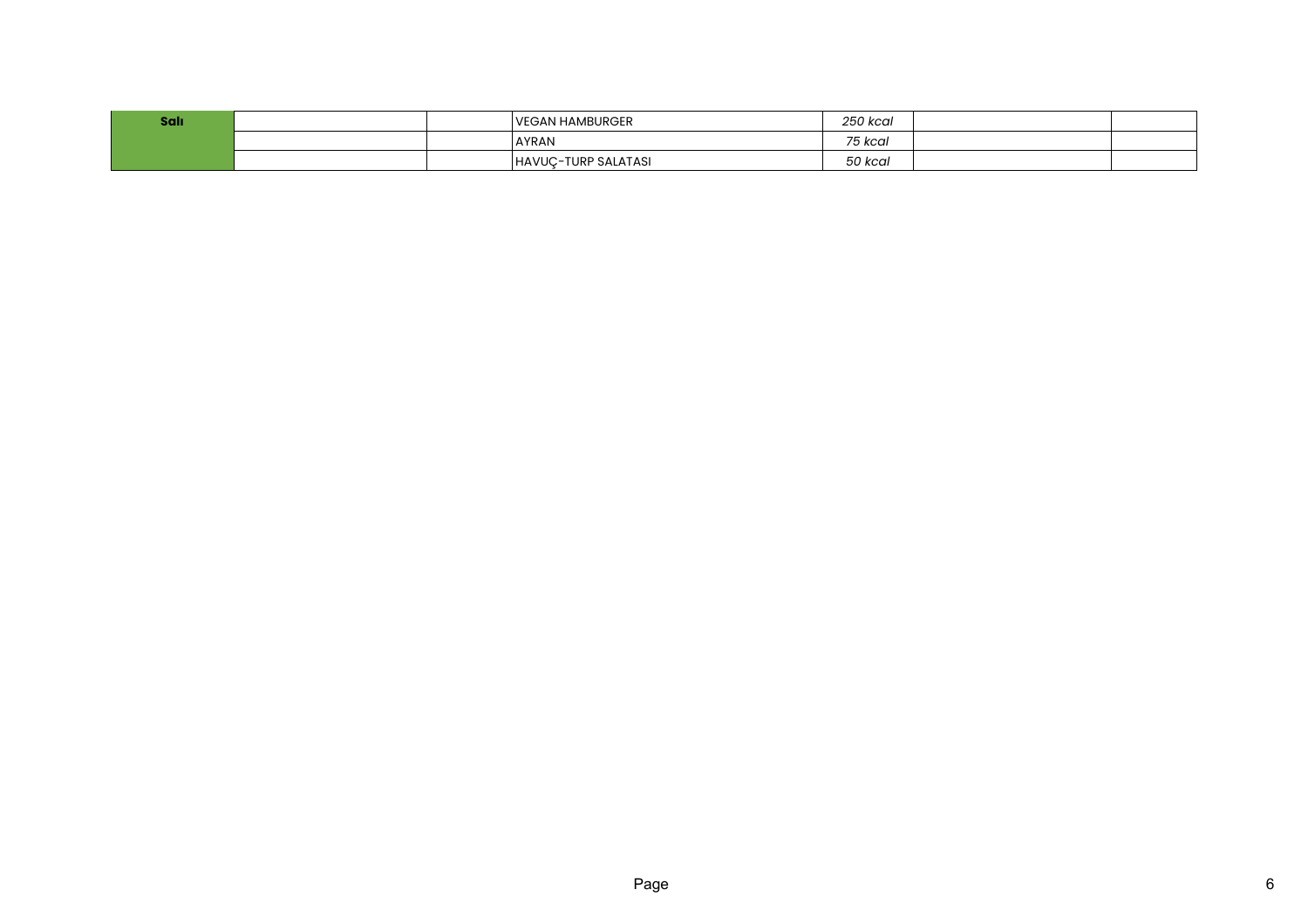| | | | | | | |
|---|---|---|---|---|---|---|
| **Salı** | | | VEGAN HAMBURGER | *250 kcal* | | |
| | | | AYRAN | *75 kcal* | | |
| | | | HAVUÇ-TURP SALATASI | *50 kcal* | | |